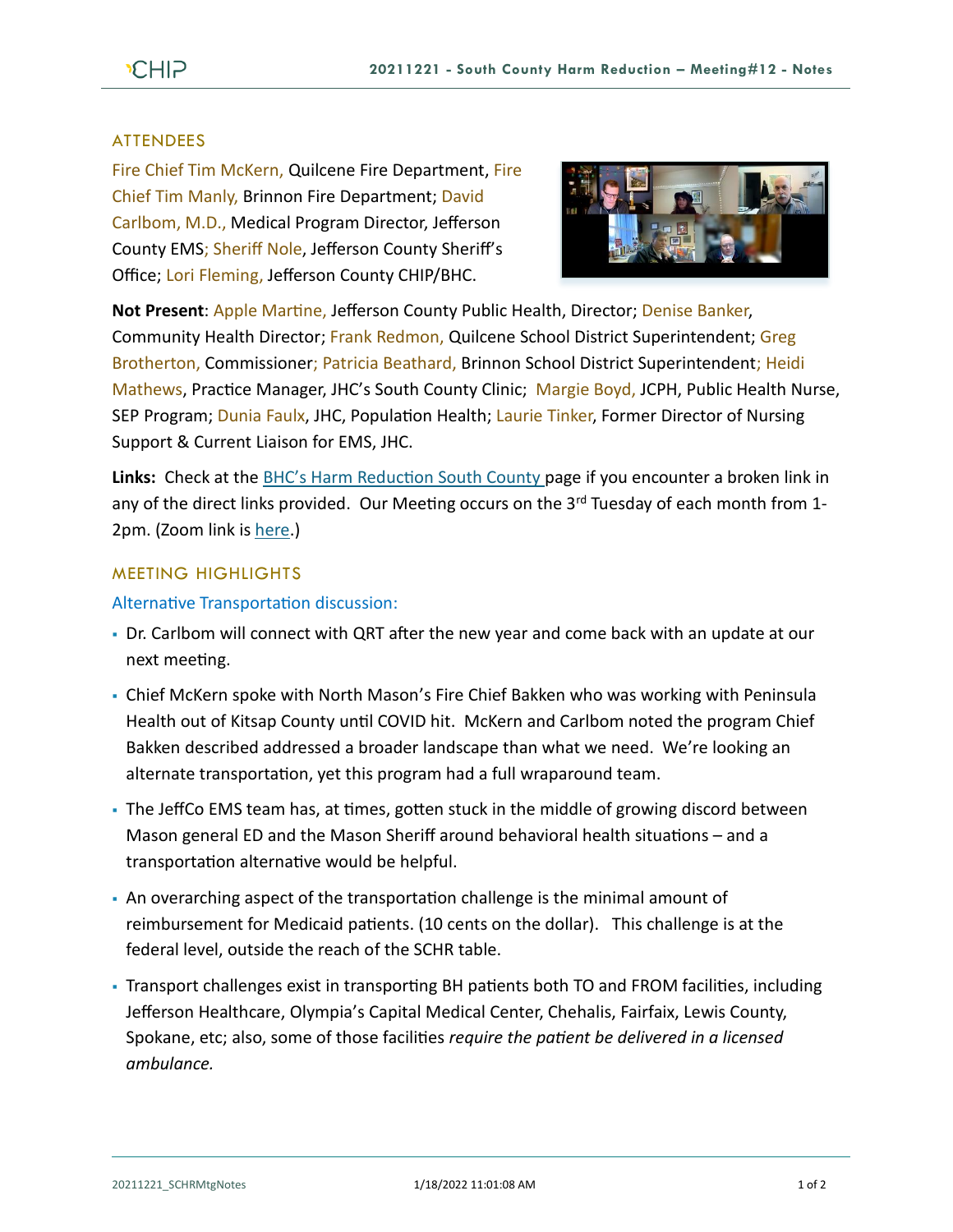## ATTENDEES

Fire Chief Tim McKern, Quilcene Fire Department, Fire Chief Tim Manly, Brinnon Fire Department; David Carlbom, M.D., Medical Program Director, Jefferson County EMS; Sheriff Nole, Jefferson County Sheriff's Office; Lori Fleming, Jefferson County CHIP/BHC.

**Not Present**: Apple Martine, Jefferson County Public Health, Director; Denise Banker, Community Health Director; Frank Redmon, Quilcene School District Superintendent; Greg Brotherton, Commissioner; Patricia Beathard, Brinnon School District Superintendent; Heidi Mathews, Practice Manager, JHC's South County Clinic; Margie Boyd, JCPH, Public Health Nurse, SEP Program; Dunia Faulx, JHC, Population Health; Laurie Tinker, Former Director of Nursing Support & Current Liaison for EMS, JHC.

**Links:** Check at the BHC's Harm Reduction South County page if you encounter a broken link in any of the direct links provided. Our Meeting occurs on the 3rd Tuesday of each month from 1-2pm. (Zoom link is here.)

## MEETING HIGHLIGHTS

### Alternative Transportation discussion:

- Dr. Carlbom will connect with QRT after the new year and come back with an update at our next meeting.
- Chief McKern spoke with North Mason's Fire Chief Bakken who was working with Peninsula Health out of Kitsap County until COVID hit. McKern and Carlbom noted the program Chief Bakken described addressed a broader landscape than what we need. We're looking an alternate transportation, yet this program had a full wraparound team.
- The JeffCo EMS team has, at times, gotten stuck in the middle of growing discord between Mason general ED and the Mason Sheriff around behavioral health situations – and a transportation alternative would be helpful.
- An overarching aspect of the transportation challenge is the minimal amount of reimbursement for Medicaid patients. (10 cents on the dollar). This challenge is at the federal level, outside the reach of the SCHR table.
- Transport challenges exist in transporting BH patients both TO and FROM facilities, including Jefferson Healthcare, Olympia's Capital Medical Center, Chehalis, Fairfax, Lewis County, Spokane, etc; also, some of those facilities *require the patient be delivered in a licensed ambulance.*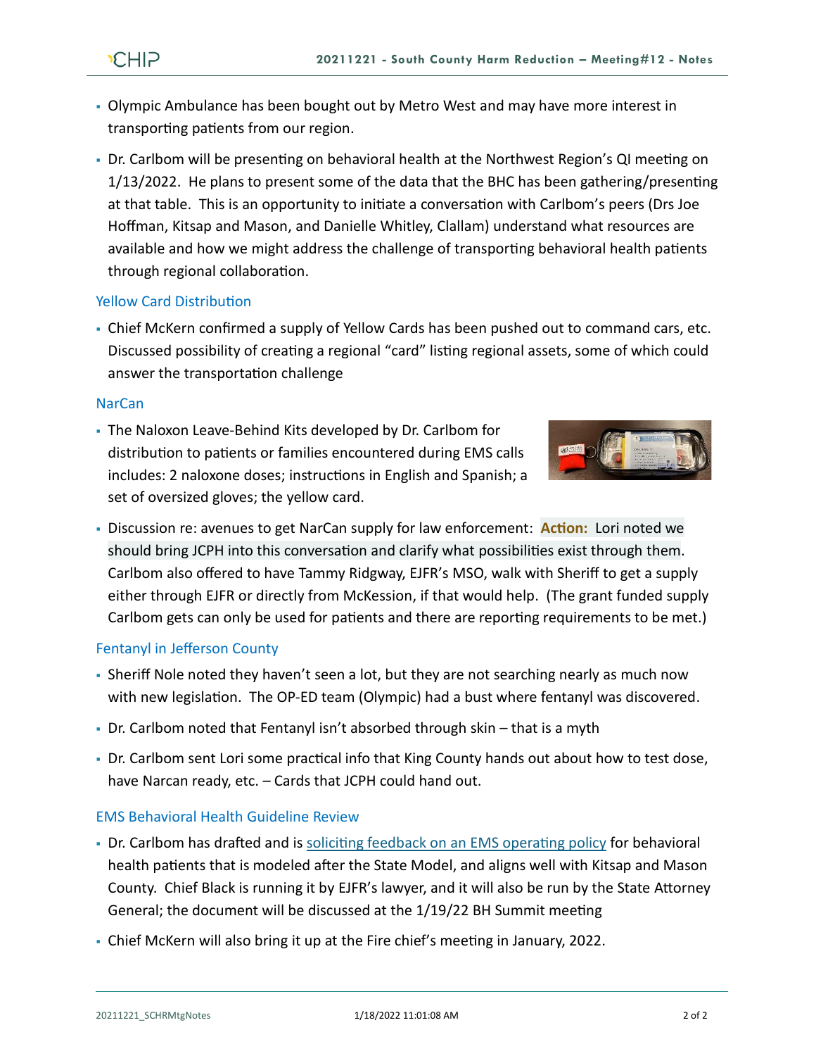- Olympic Ambulance has been bought out by Metro West and may have more interest in transporting patients from our region.
- Dr. Carlbom will be presenting on behavioral health at the Northwest Region's QI meeting on 1/13/2022. He plans to present some of the data that the BHC has been gathering/presenting at that table. This is an opportunity to initiate a conversation with Carlbom's peers (Drs Joe Hoffman, Kitsap and Mason, and Danielle Whitley, Clallam) understand what resources are available and how we might address the challenge of transporting behavioral health patients through regional collaboration.

### Yellow Card Distribution

- Chief McKern confirmed a supply of Yellow Cards has been pushed out to command cars, etc. Discussed possibility of creating a regional "card" listing regional assets, some of which could answer the transportation challenge

### NarCan

- The Naloxon Leave-Behind Kits developed by Dr. Carlbom for distribution to patients or families encountered during EMS calls includes: 2 naloxone doses; instructions in English and Spanish; a set of oversized gloves; the yellow card.
- Discussion re: avenues to get NarCan supply for law enforcement: **Action:** Lori noted we should bring JCPH into this conversation and clarify what possibilities exist through them. Carlbom also offered to have Tammy Ridgway, EJFR's MSO, walk with Sheriff to get a supply either through EJFR or directly from McKession, if that would help. (The grant funded supply Carlbom gets can only be used for patients and there are reporting requirements to be met.)

### Fentanyl in Jefferson County

- Sheriff Nole noted they haven't seen a lot, but they are not searching nearly as much now with new legislation. The OP-ED team (Olympic) had a bust where fentanyl was discovered.
- Dr. Carlbom noted that Fentanyl isn't absorbed through skin – that is a myth
- Dr. Carlbom sent Lori some practical info that King County hands out about how to test dose, have Narcan ready, etc. – Cards that JCPH could hand out.

### EMS Behavioral Health Guideline Review

- Dr. Carlbom has drafted and is soliciting feedback on an EMS operating policy for behavioral health patients that is modeled after the State Model, and aligns well with Kitsap and Mason County. Chief Black is running it by EJFR's lawyer, and it will also be run by the State Attorney General; the document will be discussed at the 1/19/22 BH Summit meeting
- Chief McKern will also bring it up at the Fire chief's meeting in January, 2022.